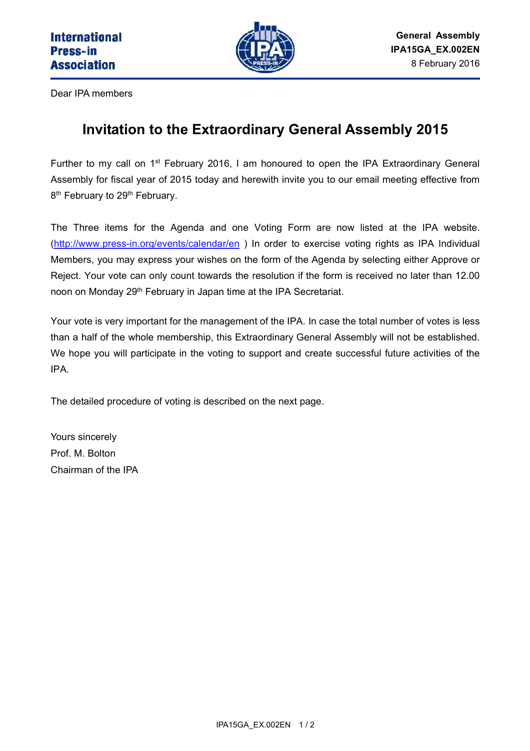International Press-in Association

**General Assembly**
**IPA15GA_EX.002EN**
8 February 2016

Dear IPA members

# Invitation to the Extraordinary General Assembly 2015

Further to my call on 1st February 2016, I am honoured to open the IPA Extraordinary General Assembly for fiscal year of 2015 today and herewith invite you to our email meeting effective from 8th February to 29th February.

The Three items for the Agenda and one Voting Form are now listed at the IPA website. (http://www.press-in.org/events/calendar/en ) In order to exercise voting rights as IPA Individual Members, you may express your wishes on the form of the Agenda by selecting either Approve or Reject. Your vote can only count towards the resolution if the form is received no later than 12.00 noon on Monday 29th February in Japan time at the IPA Secretariat.

Your vote is very important for the management of the IPA. In case the total number of votes is less than a half of the whole membership, this Extraordinary General Assembly will not be established. We hope you will participate in the voting to support and create successful future activities of the IPA.

The detailed procedure of voting is described on the next page.

Yours sincerely
Prof. M. Bolton
Chairman of the IPA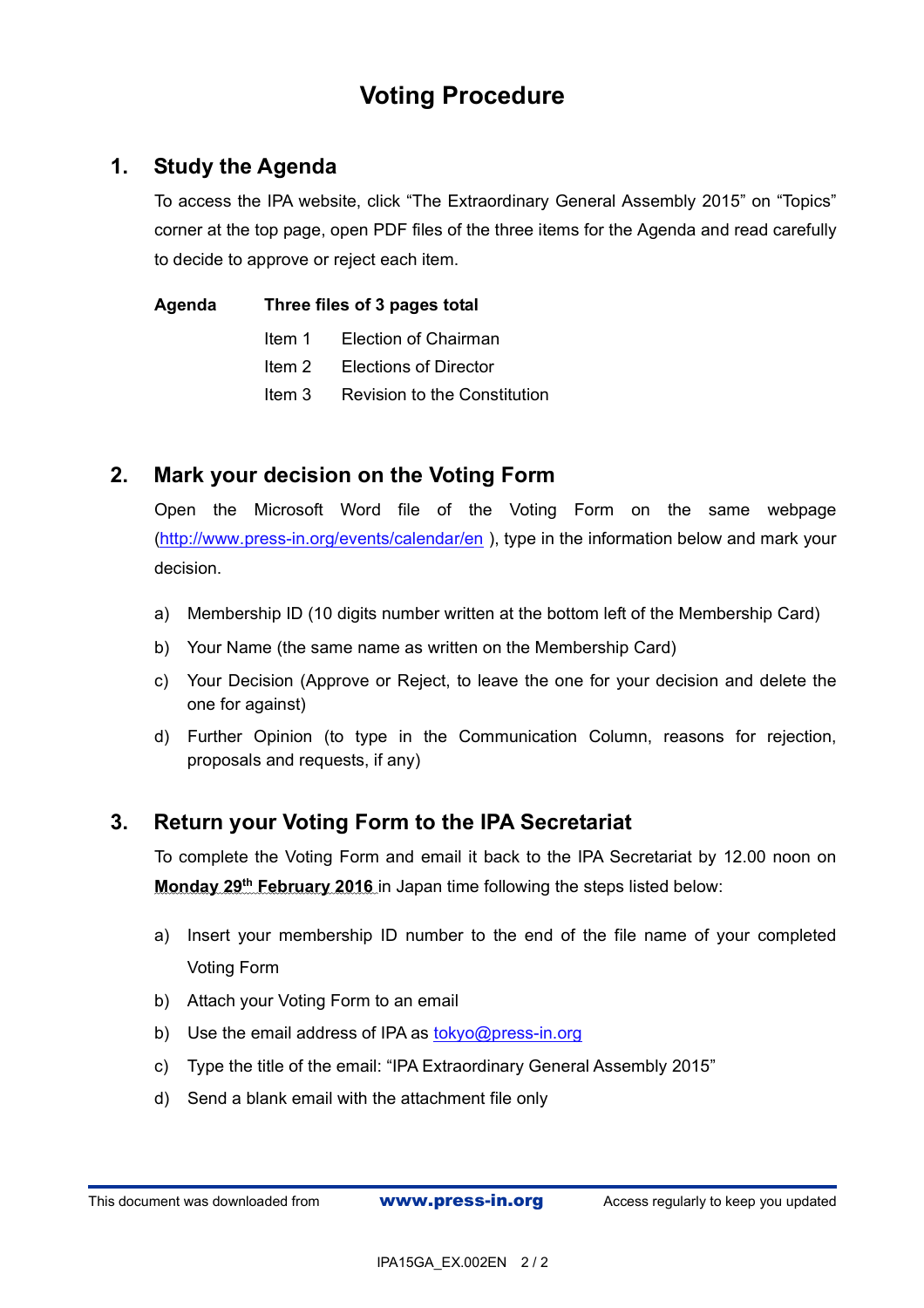# Voting Procedure

## 1. Study the Agenda

To access the IPA website, click "The Extraordinary General Assembly 2015" on "Topics" corner at the top page, open PDF files of the three items for the Agenda and read carefully to decide to approve or reject each item.

| | | |
|---|---|---|
| **Agenda** | **Three files of 3 pages total** | |
| | Item 1 | Election of Chairman |
| | Item 2 | Elections of Director |
| | Item 3 | Revision to the Constitution |

## 2. Mark your decision on the Voting Form

Open the Microsoft Word file of the Voting Form on the same webpage (http://www.press-in.org/events/calendar/en ), type in the information below and mark your decision.

a) Membership ID (10 digits number written at the bottom left of the Membership Card)

b) Your Name (the same name as written on the Membership Card)

c) Your Decision (Approve or Reject, to leave the one for your decision and delete the one for against)

d) Further Opinion (to type in the Communication Column, reasons for rejection, proposals and requests, if any)

## 3. Return your Voting Form to the IPA Secretariat

To complete the Voting Form and email it back to the IPA Secretariat by 12.00 noon on **Monday 29th February 2016** in Japan time following the steps listed below:

a) Insert your membership ID number to the end of the file name of your completed Voting Form

b) Attach your Voting Form to an email

b) Use the email address of IPA as tokyo@press-in.org

c) Type the title of the email: "IPA Extraordinary General Assembly 2015"

d) Send a blank email with the attachment file only